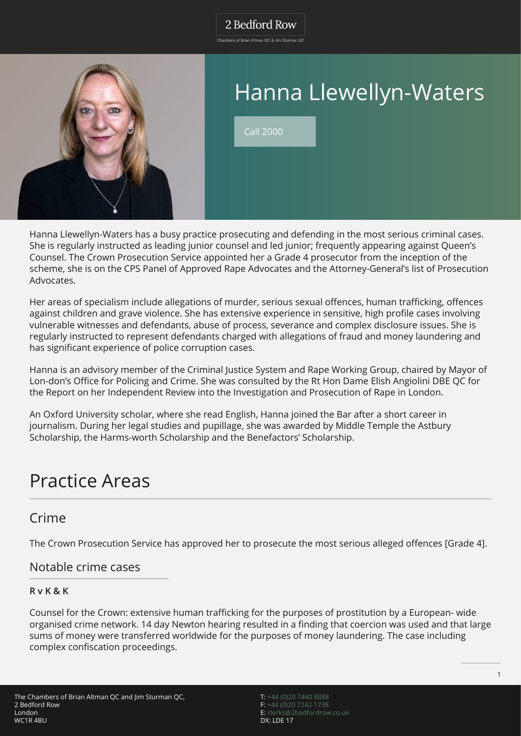# Hanna Llewellyn-Waters

Call 2000

Hanna Llewellyn-Waters has a busy practice prosecuting and defending in the most serious criminal cases. She is regularly instructed as leading junior counsel and led junior; frequently appearing against Queen's Counsel. The Crown Prosecution Service appointed her a Grade 4 prosecutor from the inception of the scheme, she is on the CPS Panel of Approved Rape Advocates and the Attorney-General's list of Prosecution Advocates.

Her areas of specialism include allegations of murder, serious sexual offences, human trafficking, offences against children and grave violence. She has extensive experience in sensitive, high profile cases involving vulnerable witnesses and defendants, abuse of process, severance and complex disclosure issues. She is regularly instructed to represent defendants charged with allegations of fraud and money laundering and has significant experience of police corruption cases.

Hanna is an advisory member of the Criminal Justice System and Rape Working Group, chaired by Mayor of Lon-don's Office for Policing and Crime. She was consulted by the Rt Hon Dame Elish Angiolini DBE QC for the Report on her Independent Review into the Investigation and Prosecution of Rape in London.

An Oxford University scholar, where she read English, Hanna joined the Bar after a short career in journalism. During her legal studies and pupillage, she was awarded by Middle Temple the Astbury Scholarship, the Harms-worth Scholarship and the Benefactors' Scholarship.

# Practice Areas

## Crime

The Crown Prosecution Service has approved her to prosecute the most serious alleged offences [Grade 4].

### Notable crime cases

**R v K & K**

Counsel for the Crown: extensive human trafficking for the purposes of prostitution by a European- wide organised crime network. 14 day Newton hearing resulted in a finding that coercion was used and that large sums of money were transferred worldwide for the purposes of money laundering. The case including complex confiscation proceedings.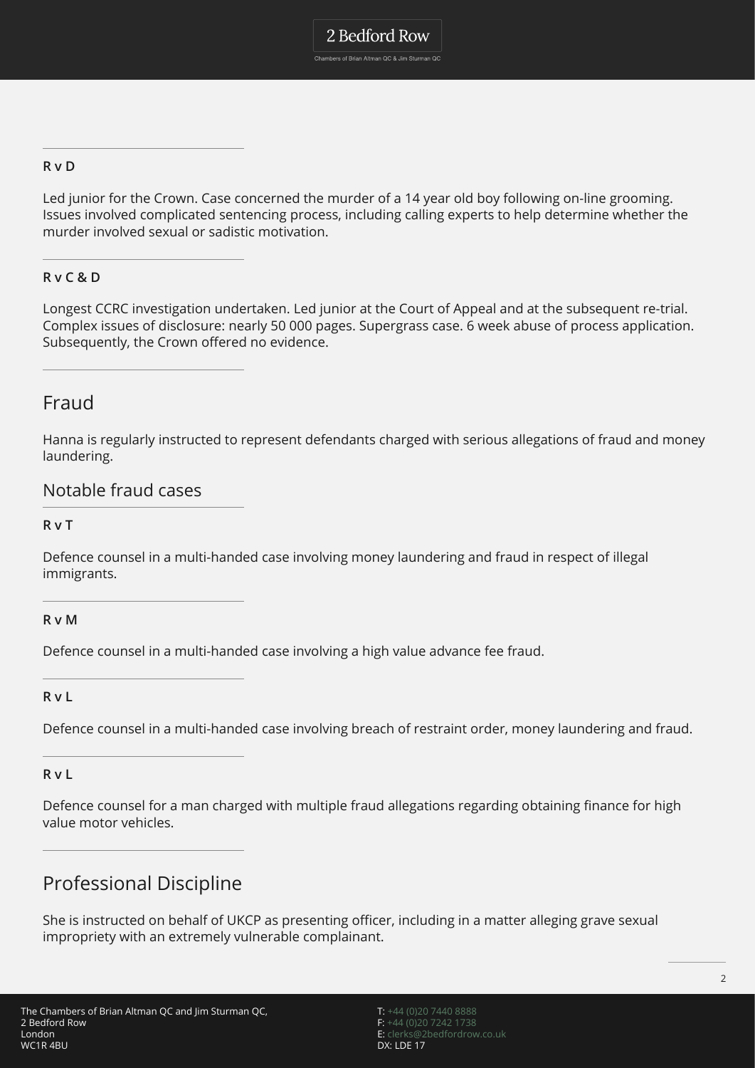**R v D**

Led junior for the Crown. Case concerned the murder of a 14 year old boy following on-line grooming. Issues involved complicated sentencing process, including calling experts to help determine whether the murder involved sexual or sadistic motivation.

**R v C & D**

Longest CCRC investigation undertaken. Led junior at the Court of Appeal and at the subsequent re-trial. Complex issues of disclosure: nearly 50 000 pages. Supergrass case. 6 week abuse of process application. Subsequently, the Crown offered no evidence.

## Fraud

Hanna is regularly instructed to represent defendants charged with serious allegations of fraud and money laundering.

### Notable fraud cases

**R v T**

Defence counsel in a multi-handed case involving money laundering and fraud in respect of illegal immigrants.

**R v M**

Defence counsel in a multi-handed case involving a high value advance fee fraud.

**R v L**

Defence counsel in a multi-handed case involving breach of restraint order, money laundering and fraud.

**R v L**

Defence counsel for a man charged with multiple fraud allegations regarding obtaining finance for high value motor vehicles.

## Professional Discipline

She is instructed on behalf of UKCP as presenting officer, including in a matter alleging grave sexual impropriety with an extremely vulnerable complainant.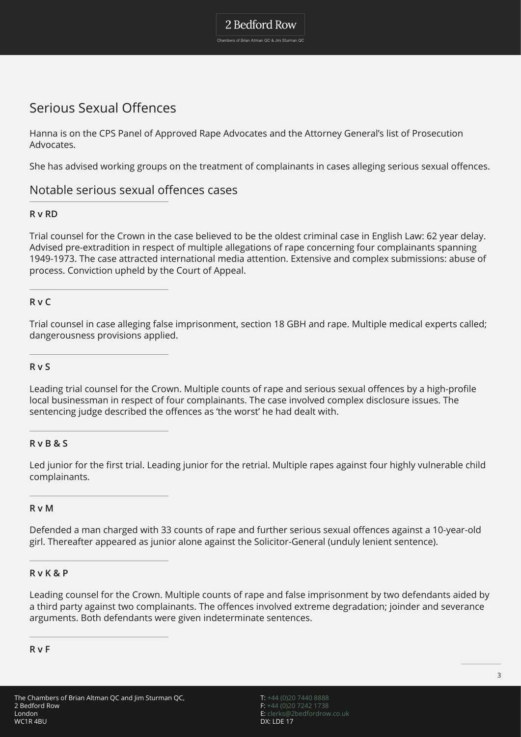# Serious Sexual Offences

Hanna is on the CPS Panel of Approved Rape Advocates and the Attorney General's list of Prosecution Advocates.

She has advised working groups on the treatment of complainants in cases alleging serious sexual offences.

## Notable serious sexual offences cases

**R v RD**

Trial counsel for the Crown in the case believed to be the oldest criminal case in English Law: 62 year delay. Advised pre-extradition in respect of multiple allegations of rape concerning four complainants spanning 1949-1973. The case attracted international media attention. Extensive and complex submissions: abuse of process. Conviction upheld by the Court of Appeal.

**R v C**

Trial counsel in case alleging false imprisonment, section 18 GBH and rape. Multiple medical experts called; dangerousness provisions applied.

**R v S**

Leading trial counsel for the Crown. Multiple counts of rape and serious sexual offences by a high-profile local businessman in respect of four complainants. The case involved complex disclosure issues. The sentencing judge described the offences as 'the worst' he had dealt with.

**R v B & S**

Led junior for the first trial. Leading junior for the retrial. Multiple rapes against four highly vulnerable child complainants.

**R v M**

Defended a man charged with 33 counts of rape and further serious sexual offences against a 10-year-old girl. Thereafter appeared as junior alone against the Solicitor-General (unduly lenient sentence).

**R v K & P**

Leading counsel for the Crown. Multiple counts of rape and false imprisonment by two defendants aided by a third party against two complainants. The offences involved extreme degradation; joinder and severance arguments. Both defendants were given indeterminate sentences.

**R v F**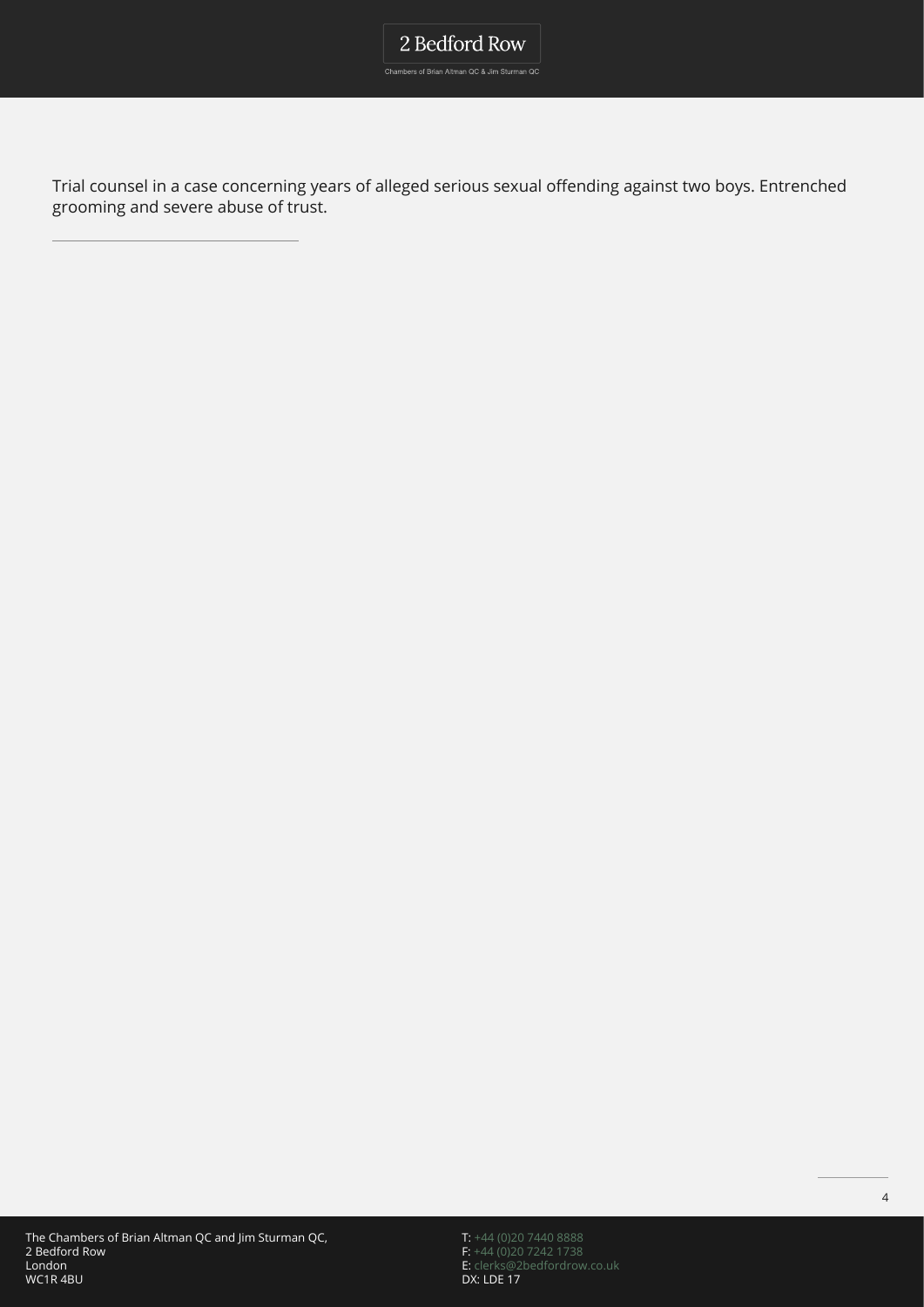Trial counsel in a case concerning years of alleged serious sexual offending against two boys. Entrenched grooming and severe abuse of trust.